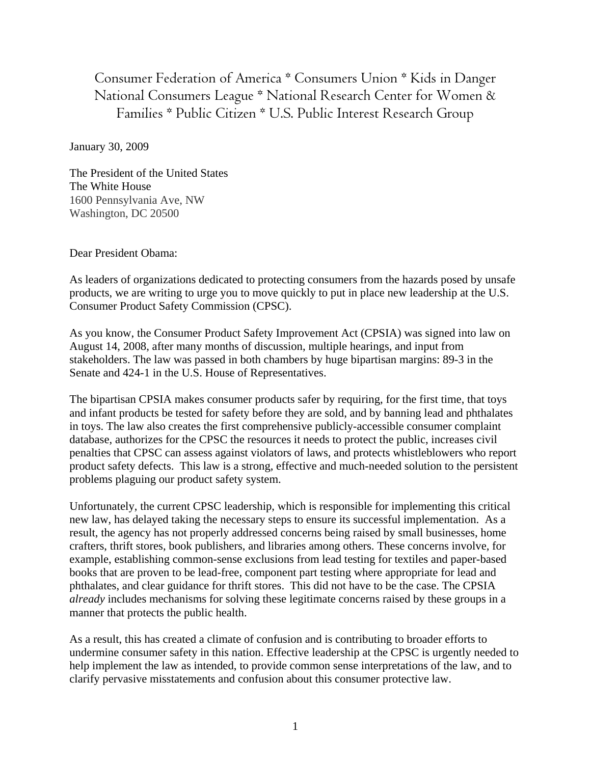Consumer Federation of America * Consumers Union * Kids in Danger
National Consumers League * National Research Center for Women & Families * Public Citizen * U.S. Public Interest Research Group

January 30, 2009

The President of the United States
The White House
1600 Pennsylvania Ave, NW
Washington, DC 20500

Dear President Obama:

As leaders of organizations dedicated to protecting consumers from the hazards posed by unsafe products, we are writing to urge you to move quickly to put in place new leadership at the U.S. Consumer Product Safety Commission (CPSC).

As you know, the Consumer Product Safety Improvement Act (CPSIA) was signed into law on August 14, 2008, after many months of discussion, multiple hearings, and input from stakeholders. The law was passed in both chambers by huge bipartisan margins: 89-3 in the Senate and 424-1 in the U.S. House of Representatives.

The bipartisan CPSIA makes consumer products safer by requiring, for the first time, that toys and infant products be tested for safety before they are sold, and by banning lead and phthalates in toys. The law also creates the first comprehensive publicly-accessible consumer complaint database, authorizes for the CPSC the resources it needs to protect the public, increases civil penalties that CPSC can assess against violators of laws, and protects whistleblowers who report product safety defects. This law is a strong, effective and much-needed solution to the persistent problems plaguing our product safety system.

Unfortunately, the current CPSC leadership, which is responsible for implementing this critical new law, has delayed taking the necessary steps to ensure its successful implementation. As a result, the agency has not properly addressed concerns being raised by small businesses, home crafters, thrift stores, book publishers, and libraries among others. These concerns involve, for example, establishing common-sense exclusions from lead testing for textiles and paper-based books that are proven to be lead-free, component part testing where appropriate for lead and phthalates, and clear guidance for thrift stores. This did not have to be the case. The CPSIA *already* includes mechanisms for solving these legitimate concerns raised by these groups in a manner that protects the public health.

As a result, this has created a climate of confusion and is contributing to broader efforts to undermine consumer safety in this nation. Effective leadership at the CPSC is urgently needed to help implement the law as intended, to provide common sense interpretations of the law, and to clarify pervasive misstatements and confusion about this consumer protective law.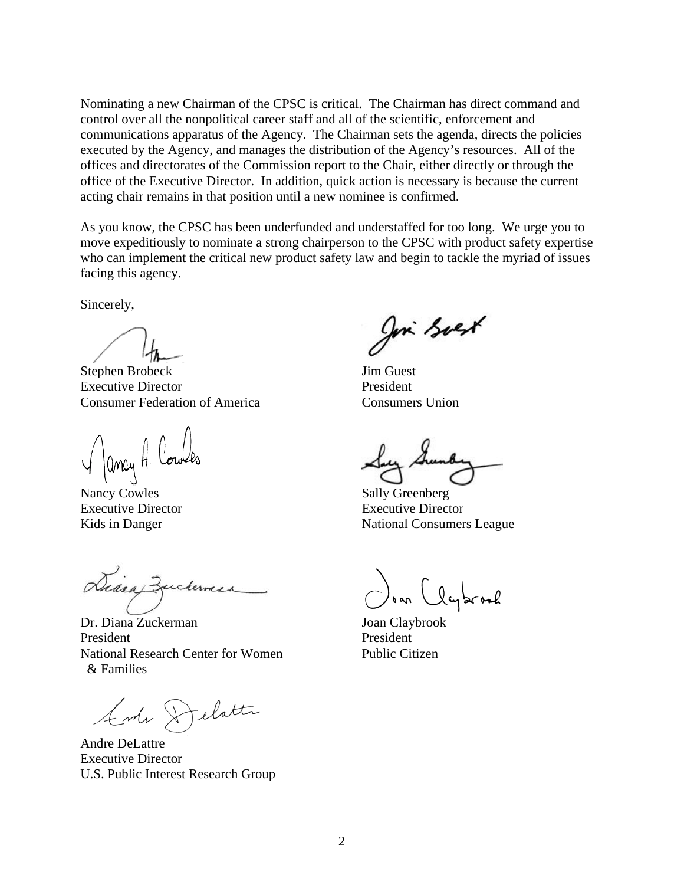Nominating a new Chairman of the CPSC is critical. The Chairman has direct command and control over all the nonpolitical career staff and all of the scientific, enforcement and communications apparatus of the Agency. The Chairman sets the agenda, directs the policies executed by the Agency, and manages the distribution of the Agency's resources. All of the offices and directorates of the Commission report to the Chair, either directly or through the office of the Executive Director. In addition, quick action is necessary is because the current acting chair remains in that position until a new nominee is confirmed.

As you know, the CPSC has been underfunded and understaffed for too long. We urge you to move expeditiously to nominate a strong chairperson to the CPSC with product safety expertise who can implement the critical new product safety law and begin to tackle the myriad of issues facing this agency.

Sincerely,

Stephen Brobeck
Executive Director
Consumer Federation of America

Jim Guest
President
Consumers Union

Nancy Cowles
Executive Director
Kids in Danger

Sally Greenberg
Executive Director
National Consumers League

Dr. Diana Zuckerman
President
National Research Center for Women & Families

Joan Claybrook
President
Public Citizen

Andre DeLattre
Executive Director
U.S. Public Interest Research Group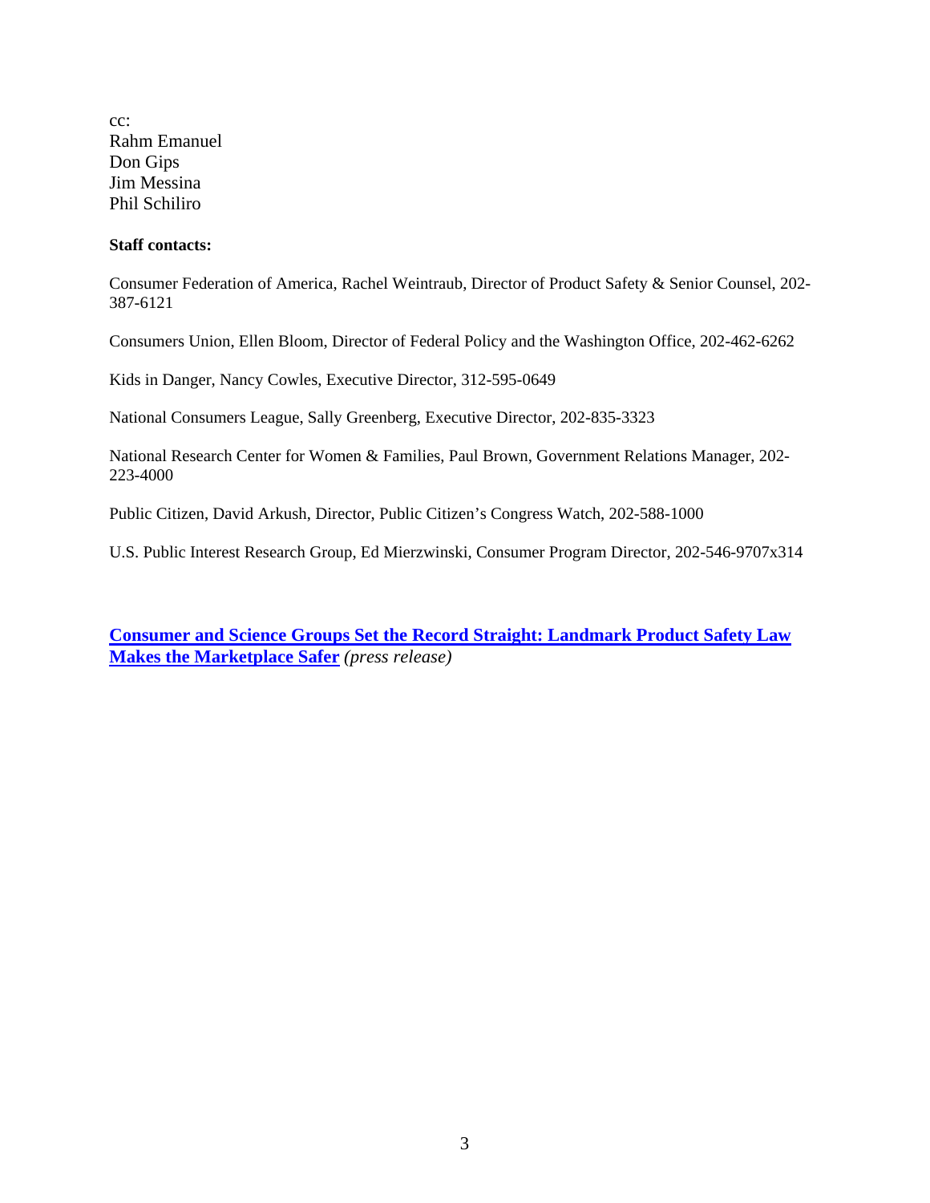cc:
Rahm Emanuel
Don Gips
Jim Messina
Phil Schiliro

**Staff contacts:**

Consumer Federation of America, Rachel Weintraub, Director of Product Safety & Senior Counsel, 202-387-6121

Consumers Union, Ellen Bloom, Director of Federal Policy and the Washington Office, 202-462-6262

Kids in Danger, Nancy Cowles, Executive Director, 312-595-0649

National Consumers League, Sally Greenberg, Executive Director, 202-835-3323

National Research Center for Women & Families, Paul Brown, Government Relations Manager, 202-223-4000

Public Citizen, David Arkush, Director, Public Citizen's Congress Watch, 202-588-1000

U.S. Public Interest Research Group, Ed Mierzwinski, Consumer Program Director, 202-546-9707x314

**Consumer and Science Groups Set the Record Straight: Landmark Product Safety Law Makes the Marketplace Safer** *(press release)*